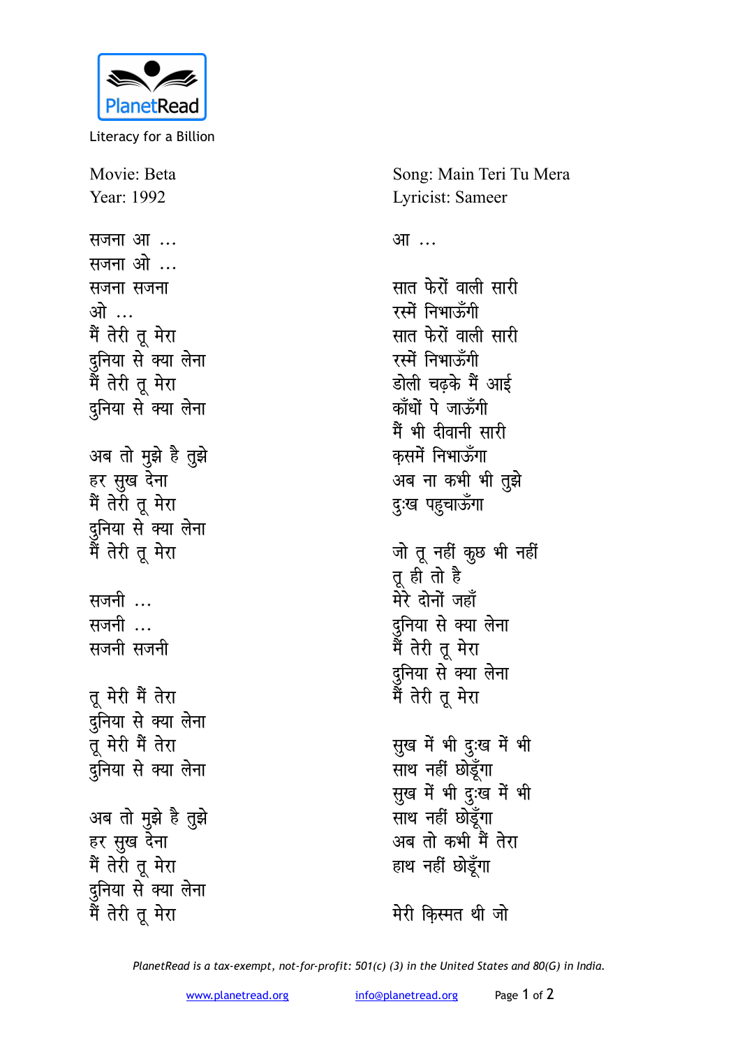Literacy for a Billion

Movie: Beta
Year: 1992

Song: Main Teri Tu Mera
Lyricist: Sameer

सजना आ ...
सजना ओ ...
सजना सजना
ओ ...
मैं तेरी तू मेरा
दुनिया से क्या लेना
मैं तेरी तू मेरा
दुनिया से क्या लेना

अब तो मुझे है तुझे
हर सुख देना
मैं तेरी तू मेरा
दुनिया से क्या लेना
मैं तेरी तू मेरा

सजनी ...
सजनी ...
सजनी सजनी

तू मेरी मैं तेरा
दुनिया से क्या लेना
तू मेरी मैं तेरा
दुनिया से क्या लेना

अब तो मुझे है तुझे
हर सुख देना
मैं तेरी तू मेरा
दुनिया से क्या लेना
मैं तेरी तू मेरा

आ ...

सात फेरों वाली सारी
रस्में निभाऊँगी
सात फेरों वाली सारी
रस्में निभाऊँगी
डोली चढ़के मैं आई
काँधों पे जाऊँगी
मैं भी दीवानी सारी
क़समें निभाऊँगा
अब ना कभी भी तुझे
दुःख पहुचाऊँगा

जो तू नहीं कुछ भी नहीं
तू ही तो है
मेरे दोनों जहाँ
दुनिया से क्या लेना
मैं तेरी तू मेरा
दुनिया से क्या लेना
मैं तेरी तू मेरा

सुख में भी दुःख में भी
साथ नहीं छोड़ूँगा
सुख में भी दुःख में भी
साथ नहीं छोड़ूँगा
अब तो कभी मैं तेरा
हाथ नहीं छोड़ूँगा

मेरी क़िस्मत थी जो

PlanetRead is a tax-exempt, not-for-profit: 501(c) (3) in the United States and 80(G) in India.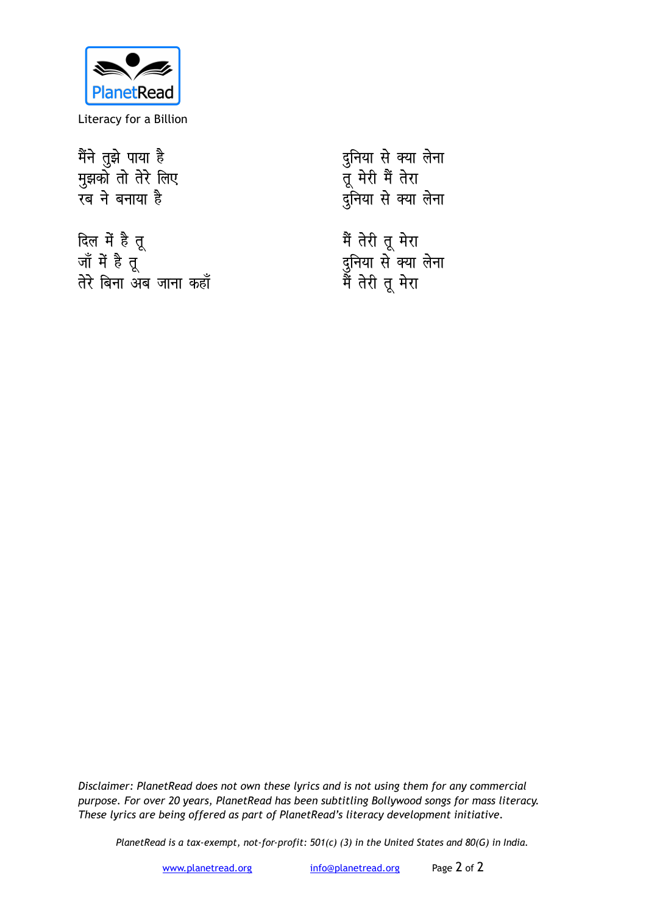मैंने तुझे पाया है
मुझको तो तेरे लिए
रब ने बनाया है

दिल में है तू
जाँ में है तू
तेरे बिना अब जाना कहाँ

दुनिया से क्या लेना
तू मेरी मैं तेरा
दुनिया से क्या लेना

मैं तेरी तू मेरा
दुनिया से क्या लेना
मैं तेरी तू मेरा

*Disclaimer: PlanetRead does not own these lyrics and is not using them for any commercial purpose. For over 20 years, PlanetRead has been subtitling Bollywood songs for mass literacy. These lyrics are being offered as part of PlanetRead's literacy development initiative.*

*PlanetRead is a tax-exempt, not-for-profit: 501(c) (3) in the United States and 80(G) in India.*

www.planetread.org info@planetread.org